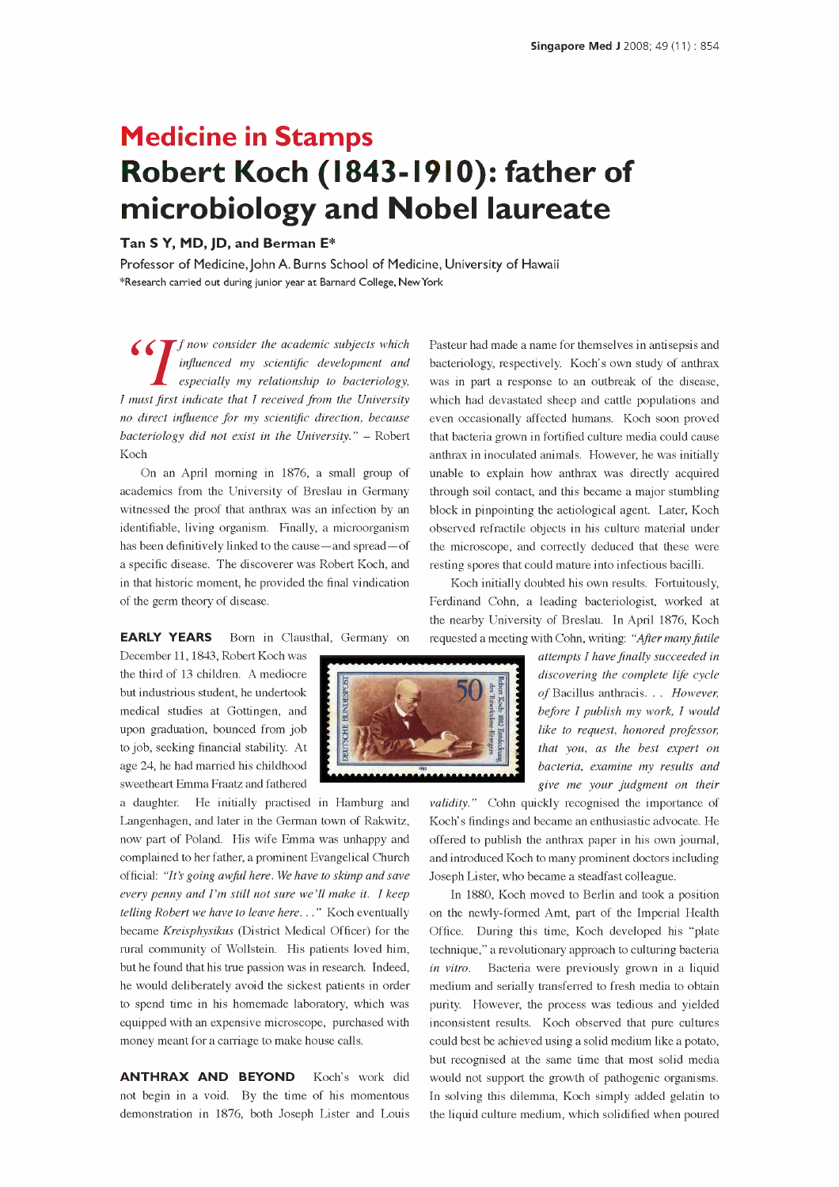# Medicine in Stamps

# Robert Koch (1843-1910): father of microbiology and Nobel laureate

**Tan S Y, MD, JD, and Berman E***

Professor of Medicine, John A. Burns School of Medicine, University of Hawaii

*Research carried out during junior year at Barnard College, New York

*"If now consider the academic subjects which influenced my scientific development and especially my relationship to bacteriology, I must first indicate that I received from the University no direct influence for my scientific direction, because bacteriology did not exist in the University."* – Robert Koch

On an April morning in 1876, a small group of academics from the University of Breslau in Germany witnessed the proof that anthrax was an infection by an identifiable, living organism. Finally, a microorganism has been definitively linked to the cause—and spread—of a specific disease. The discoverer was Robert Koch, and in that historic moment, he provided the final vindication of the germ theory of disease.

**EARLY YEARS** Born in Clausthal, Germany on December 11, 1843, Robert Koch was the third of 13 children. A mediocre but industrious student, he undertook medical studies at Gottingen, and upon graduation, bounced from job to job, seeking financial stability. At age 24, he had married his childhood sweetheart Emma Fraatz and fathered a daughter. He initially practised in Hamburg and Langenhagen, and later in the German town of Rakwitz, now part of Poland. His wife Emma was unhappy and complained to her father, a prominent Evangelical Church official: *"It's going awful here. We have to skimp and save every penny and I'm still not sure we'll make it. I keep telling Robert we have to leave here. . ."* Koch eventually became *Kreisphysikus* (District Medical Officer) for the rural community of Wollstein. His patients loved him, but he found that his true passion was in research. Indeed, he would deliberately avoid the sickest patients in order to spend time in his homemade laboratory, which was equipped with an expensive microscope, purchased with money meant for a carriage to make house calls.

**ANTHRAX AND BEYOND** Koch's work did not begin in a void. By the time of his momentous demonstration in 1876, both Joseph Lister and Louis Pasteur had made a name for themselves in antisepsis and bacteriology, respectively. Koch's own study of anthrax was in part a response to an outbreak of the disease, which had devastated sheep and cattle populations and even occasionally affected humans. Koch soon proved that bacteria grown in fortified culture media could cause anthrax in inoculated animals. However, he was initially unable to explain how anthrax was directly acquired through soil contact, and this became a major stumbling block in pinpointing the aetiological agent. Later, Koch observed refractile objects in his culture material under the microscope, and correctly deduced that these were resting spores that could mature into infectious bacilli.

Koch initially doubted his own results. Fortuitously, Ferdinand Cohn, a leading bacteriologist, worked at the nearby University of Breslau. In April 1876, Koch requested a meeting with Cohn, writing: *"After many futile attempts I have finally succeeded in discovering the complete life cycle of* Bacillus anthracis*. . . However, before I publish my work, I would like to request, honored professor, that you, as the best expert on bacteria, examine my results and give me your judgment on their validity."* Cohn quickly recognised the importance of Koch's findings and became an enthusiastic advocate. He offered to publish the anthrax paper in his own journal, and introduced Koch to many prominent doctors including Joseph Lister, who became a steadfast colleague.

In 1880, Koch moved to Berlin and took a position on the newly-formed Amt, part of the Imperial Health Office. During this time, Koch developed his "plate technique," a revolutionary approach to culturing bacteria *in vitro*. Bacteria were previously grown in a liquid medium and serially transferred to fresh media to obtain purity. However, the process was tedious and yielded inconsistent results. Koch observed that pure cultures could best be achieved using a solid medium like a potato, but recognised at the same time that most solid media would not support the growth of pathogenic organisms. In solving this dilemma, Koch simply added gelatin to the liquid culture medium, which solidified when poured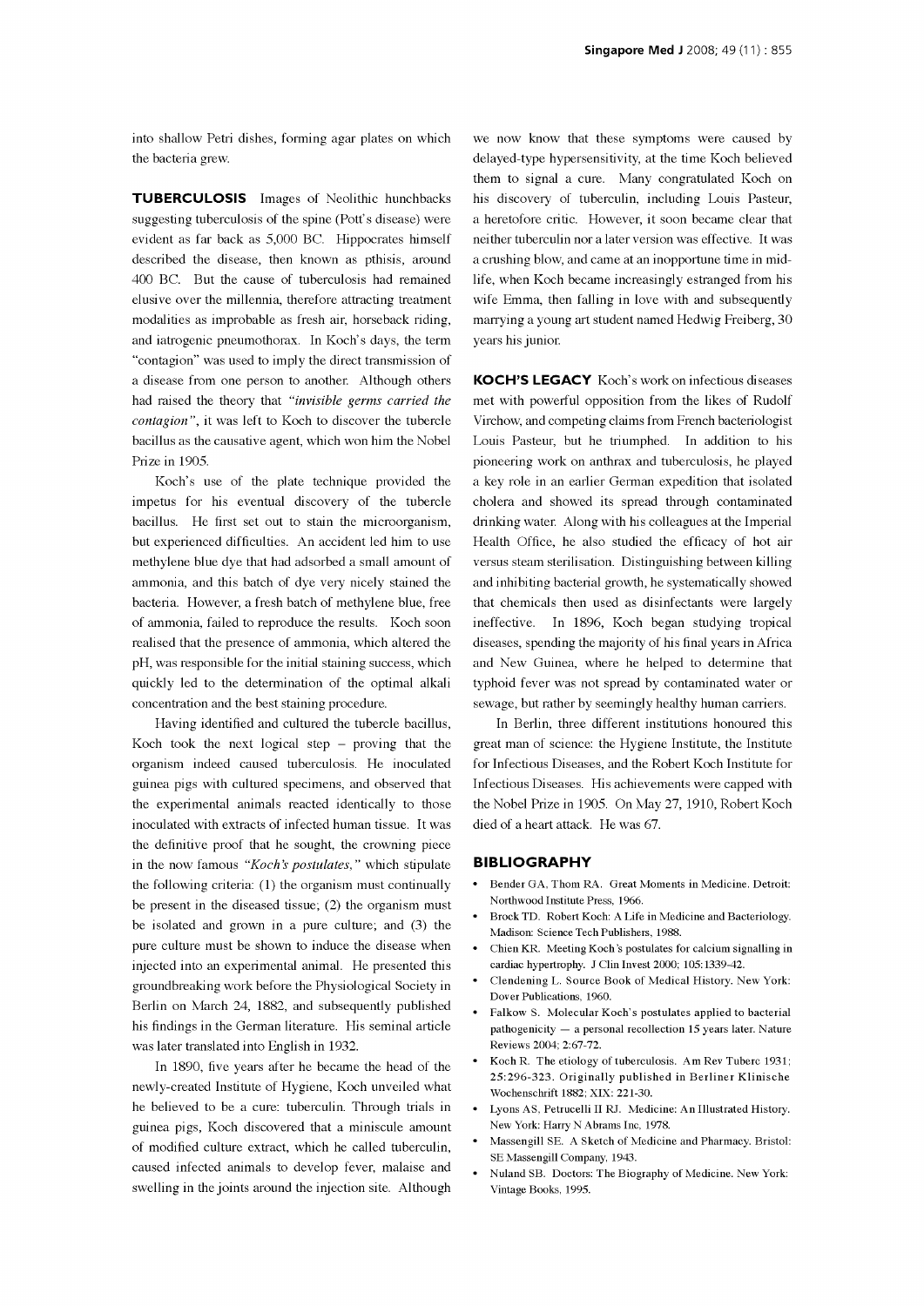into shallow Petri dishes, forming agar plates on which the bacteria grew.

**TUBERCULOSIS** Images of Neolithic hunchbacks suggesting tuberculosis of the spine (Pott's disease) were evident as far back as 5,000 BC. Hippocrates himself described the disease, then known as pthisis, around 400 BC. But the cause of tuberculosis had remained elusive over the millennia, therefore attracting treatment modalities as improbable as fresh air, horseback riding, and iatrogenic pneumothorax. In Koch's days, the term "contagion" was used to imply the direct transmission of a disease from one person to another. Although others had raised the theory that *"invisible germs carried the contagion"*, it was left to Koch to discover the tubercle bacillus as the causative agent, which won him the Nobel Prize in 1905.

Koch's use of the plate technique provided the impetus for his eventual discovery of the tubercle bacillus. He first set out to stain the microorganism, but experienced difficulties. An accident led him to use methylene blue dye that had adsorbed a small amount of ammonia, and this batch of dye very nicely stained the bacteria. However, a fresh batch of methylene blue, free of ammonia, failed to reproduce the results. Koch soon realised that the presence of ammonia, which altered the pH, was responsible for the initial staining success, which quickly led to the determination of the optimal alkali concentration and the best staining procedure.

Having identified and cultured the tubercle bacillus, Koch took the next logical step – proving that the organism indeed caused tuberculosis. He inoculated guinea pigs with cultured specimens, and observed that the experimental animals reacted identically to those inoculated with extracts of infected human tissue. It was the definitive proof that he sought, the crowning piece in the now famous *"Koch's postulates,"* which stipulate the following criteria: (1) the organism must continually be present in the diseased tissue; (2) the organism must be isolated and grown in a pure culture; and (3) the pure culture must be shown to induce the disease when injected into an experimental animal. He presented this groundbreaking work before the Physiological Society in Berlin on March 24, 1882, and subsequently published his findings in the German literature. His seminal article was later translated into English in 1932.

In 1890, five years after he became the head of the newly-created Institute of Hygiene, Koch unveiled what he believed to be a cure: tuberculin. Through trials in guinea pigs, Koch discovered that a miniscule amount of modified culture extract, which he called tuberculin, caused infected animals to develop fever, malaise and swelling in the joints around the injection site. Although we now know that these symptoms were caused by delayed-type hypersensitivity, at the time Koch believed them to signal a cure. Many congratulated Koch on his discovery of tuberculin, including Louis Pasteur, a heretofore critic. However, it soon became clear that neither tuberculin nor a later version was effective. It was a crushing blow, and came at an inopportune time in mid-life, when Koch became increasingly estranged from his wife Emma, then falling in love with and subsequently marrying a young art student named Hedwig Freiberg, 30 years his junior.

**KOCH'S LEGACY** Koch's work on infectious diseases met with powerful opposition from the likes of Rudolf Virchow, and competing claims from French bacteriologist Louis Pasteur, but he triumphed. In addition to his pioneering work on anthrax and tuberculosis, he played a key role in an earlier German expedition that isolated cholera and showed its spread through contaminated drinking water. Along with his colleagues at the Imperial Health Office, he also studied the efficacy of hot air versus steam sterilisation. Distinguishing between killing and inhibiting bacterial growth, he systematically showed that chemicals then used as disinfectants were largely ineffective. In 1896, Koch began studying tropical diseases, spending the majority of his final years in Africa and New Guinea, where he helped to determine that typhoid fever was not spread by contaminated water or sewage, but rather by seemingly healthy human carriers.

In Berlin, three different institutions honoured this great man of science: the Hygiene Institute, the Institute for Infectious Diseases, and the Robert Koch Institute for Infectious Diseases. His achievements were capped with the Nobel Prize in 1905. On May 27, 1910, Robert Koch died of a heart attack. He was 67.

## BIBLIOGRAPHY

- Bender GA, Thom RA. Great Moments in Medicine. Detroit: Northwood Institute Press, 1966.
- Brock TD. Robert Koch: A Life in Medicine and Bacteriology. Madison: Science Tech Publishers, 1988.
- Chien KR. Meeting Koch's postulates for calcium signalling in cardiac hypertrophy. J Clin Invest 2000; 105:1339-42.
- Clendening L. Source Book of Medical History. New York: Dover Publications, 1960.
- Falkow S. Molecular Koch's postulates applied to bacterial pathogenicity — a personal recollection 15 years later. Nature Reviews 2004; 2:67-72.
- Koch R. The etiology of tuberculosis. Am Rev Tuberc 1931; 25:296-323. Originally published in Berliner Klinische Wochenschrift 1882; XIX: 221-30.
- Lyons AS, Petrucelli II RJ. Medicine: An Illustrated History. New York: Harry N Abrams Inc, 1978.
- Massengill SE. A Sketch of Medicine and Pharmacy. Bristol: SE Massengill Company, 1943.
- Nuland SB. Doctors: The Biography of Medicine. New York: Vintage Books, 1995.